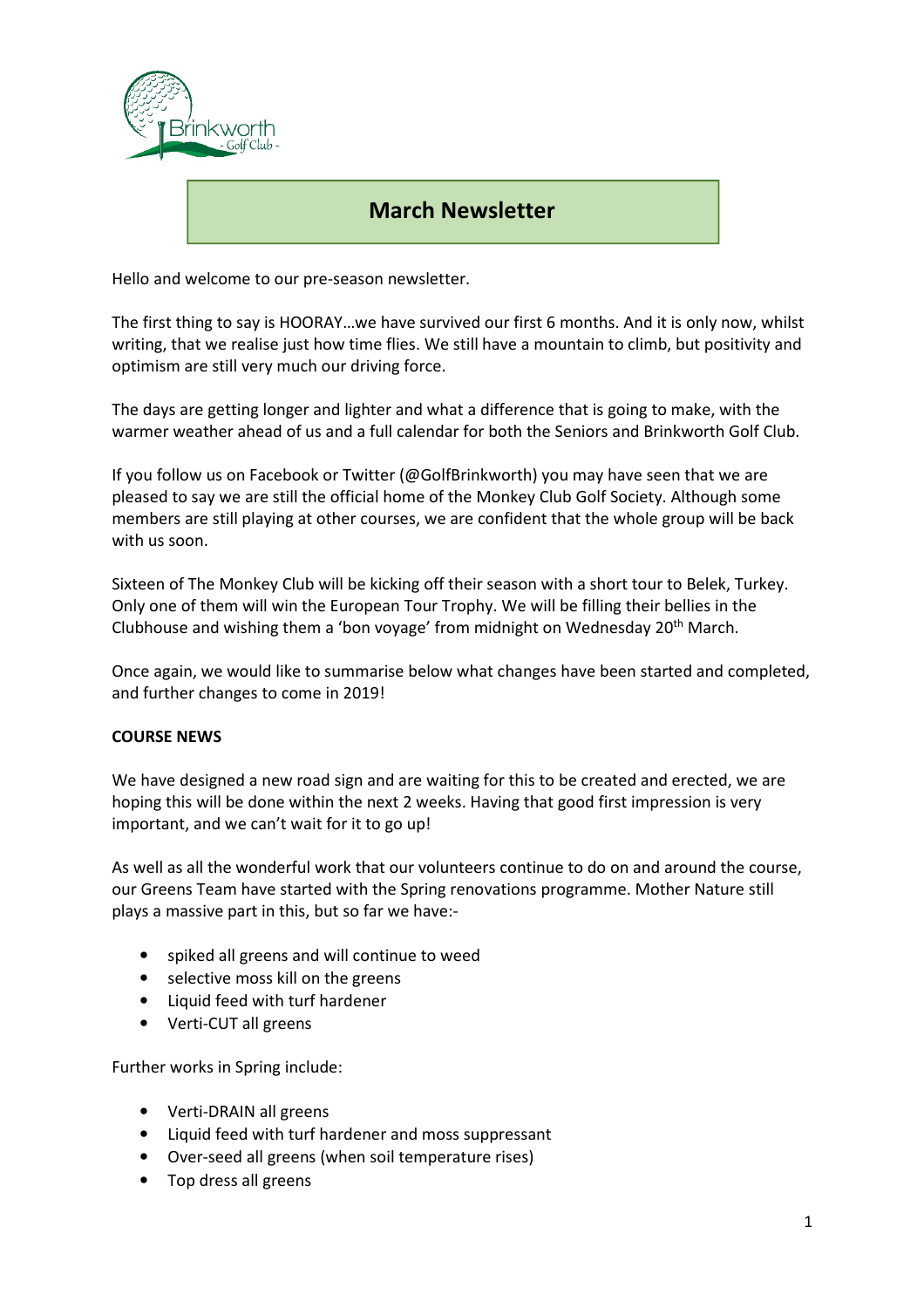# March Newsletter

Hello and welcome to our pre-season newsletter.

The first thing to say is HOORAY…we have survived our first 6 months. And it is only now, whilst writing, that we realise just how time flies. We still have a mountain to climb, but positivity and optimism are still very much our driving force.

The days are getting longer and lighter and what a difference that is going to make, with the warmer weather ahead of us and a full calendar for both the Seniors and Brinkworth Golf Club.

If you follow us on Facebook or Twitter (@GolfBrinkworth) you may have seen that we are pleased to say we are still the official home of the Monkey Club Golf Society. Although some members are still playing at other courses, we are confident that the whole group will be back with us soon.

Sixteen of The Monkey Club will be kicking off their season with a short tour to Belek, Turkey. Only one of them will win the European Tour Trophy. We will be filling their bellies in the Clubhouse and wishing them a 'bon voyage' from midnight on Wednesday 20th March.

Once again, we would like to summarise below what changes have been started and completed, and further changes to come in 2019!

**COURSE NEWS**

We have designed a new road sign and are waiting for this to be created and erected, we are hoping this will be done within the next 2 weeks. Having that good first impression is very important, and we can't wait for it to go up!

As well as all the wonderful work that our volunteers continue to do on and around the course, our Greens Team have started with the Spring renovations programme. Mother Nature still plays a massive part in this, but so far we have:-

- spiked all greens and will continue to weed
- selective moss kill on the greens
- Liquid feed with turf hardener
- Verti-CUT all greens

Further works in Spring include:

- Verti-DRAIN all greens
- Liquid feed with turf hardener and moss suppressant
- Over-seed all greens (when soil temperature rises)
- Top dress all greens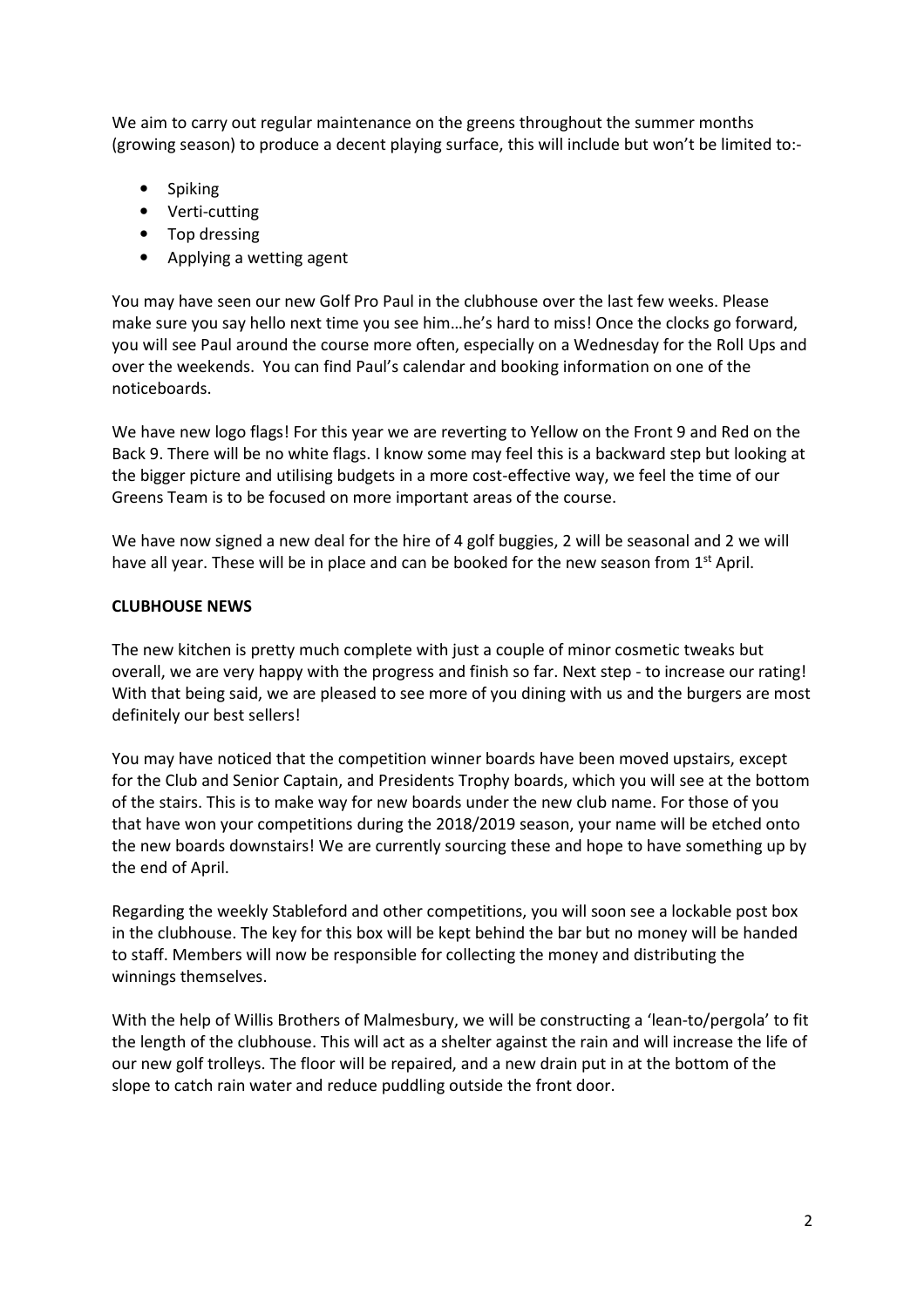We aim to carry out regular maintenance on the greens throughout the summer months (growing season) to produce a decent playing surface, this will include but won't be limited to:-

- Spiking
- Verti-cutting
- Top dressing
- Applying a wetting agent

You may have seen our new Golf Pro Paul in the clubhouse over the last few weeks. Please make sure you say hello next time you see him…he's hard to miss! Once the clocks go forward, you will see Paul around the course more often, especially on a Wednesday for the Roll Ups and over the weekends. You can find Paul's calendar and booking information on one of the noticeboards.

We have new logo flags! For this year we are reverting to Yellow on the Front 9 and Red on the Back 9. There will be no white flags. I know some may feel this is a backward step but looking at the bigger picture and utilising budgets in a more cost-effective way, we feel the time of our Greens Team is to be focused on more important areas of the course.

We have now signed a new deal for the hire of 4 golf buggies, 2 will be seasonal and 2 we will have all year. These will be in place and can be booked for the new season from 1st April.

**CLUBHOUSE NEWS**

The new kitchen is pretty much complete with just a couple of minor cosmetic tweaks but overall, we are very happy with the progress and finish so far. Next step - to increase our rating! With that being said, we are pleased to see more of you dining with us and the burgers are most definitely our best sellers!

You may have noticed that the competition winner boards have been moved upstairs, except for the Club and Senior Captain, and Presidents Trophy boards, which you will see at the bottom of the stairs. This is to make way for new boards under the new club name. For those of you that have won your competitions during the 2018/2019 season, your name will be etched onto the new boards downstairs! We are currently sourcing these and hope to have something up by the end of April.

Regarding the weekly Stableford and other competitions, you will soon see a lockable post box in the clubhouse. The key for this box will be kept behind the bar but no money will be handed to staff. Members will now be responsible for collecting the money and distributing the winnings themselves.

With the help of Willis Brothers of Malmesbury, we will be constructing a 'lean-to/pergola' to fit the length of the clubhouse. This will act as a shelter against the rain and will increase the life of our new golf trolleys. The floor will be repaired, and a new drain put in at the bottom of the slope to catch rain water and reduce puddling outside the front door.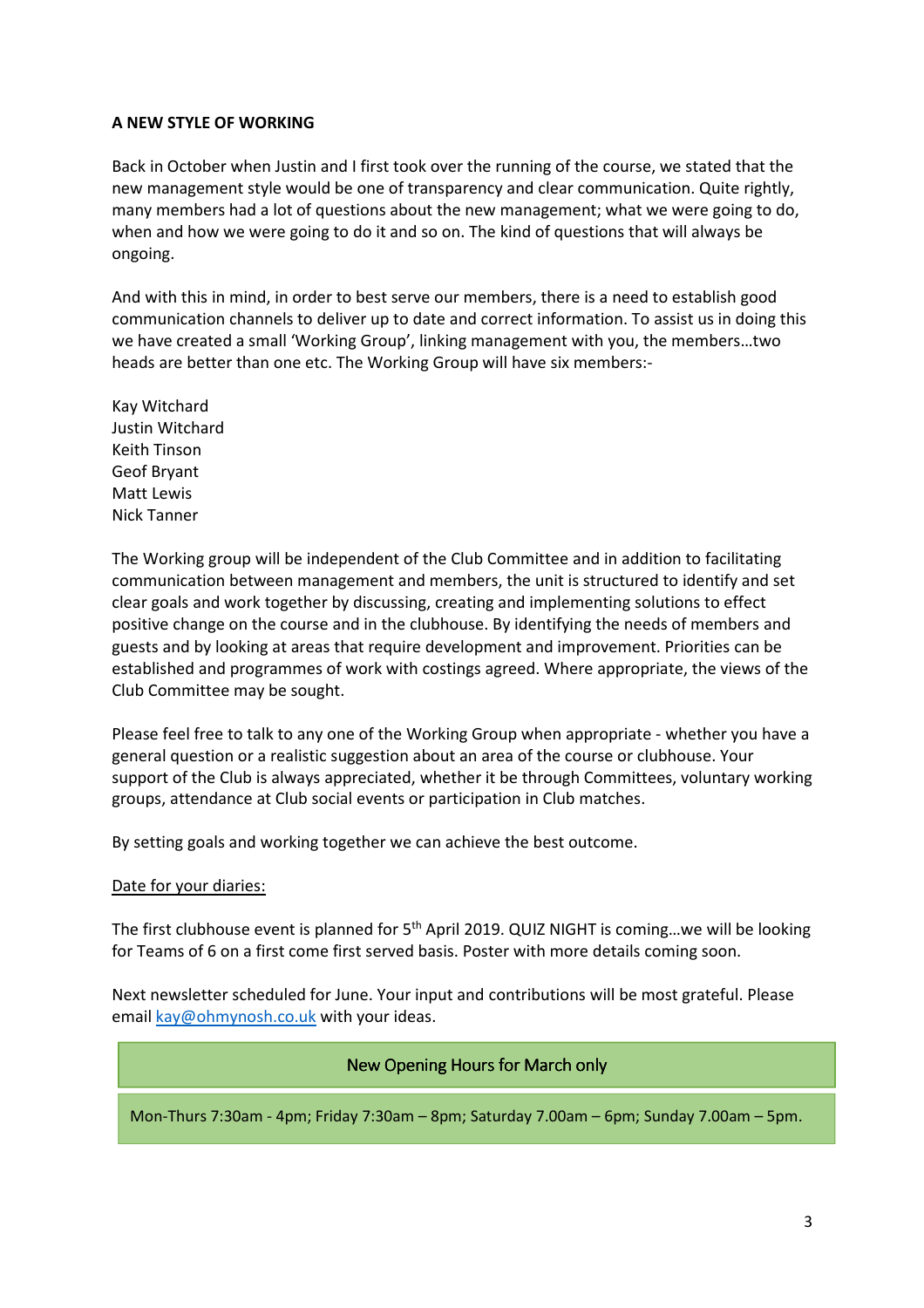**A NEW STYLE OF WORKING**

Back in October when Justin and I first took over the running of the course, we stated that the new management style would be one of transparency and clear communication. Quite rightly, many members had a lot of questions about the new management; what we were going to do, when and how we were going to do it and so on. The kind of questions that will always be ongoing.

And with this in mind, in order to best serve our members, there is a need to establish good communication channels to deliver up to date and correct information. To assist us in doing this we have created a small 'Working Group', linking management with you, the members…two heads are better than one etc. The Working Group will have six members:-

Kay Witchard
Justin Witchard
Keith Tinson
Geof Bryant
Matt Lewis
Nick Tanner

The Working group will be independent of the Club Committee and in addition to facilitating communication between management and members, the unit is structured to identify and set clear goals and work together by discussing, creating and implementing solutions to effect positive change on the course and in the clubhouse. By identifying the needs of members and guests and by looking at areas that require development and improvement. Priorities can be established and programmes of work with costings agreed. Where appropriate, the views of the Club Committee may be sought.

Please feel free to talk to any one of the Working Group when appropriate - whether you have a general question or a realistic suggestion about an area of the course or clubhouse. Your support of the Club is always appreciated, whether it be through Committees, voluntary working groups, attendance at Club social events or participation in Club matches.

By setting goals and working together we can achieve the best outcome.

<u>Date for your diaries:</u>

The first clubhouse event is planned for 5th April 2019. QUIZ NIGHT is coming…we will be looking for Teams of 6 on a first come first served basis. Poster with more details coming soon.

Next newsletter scheduled for June. Your input and contributions will be most grateful. Please email kay@ohmynosh.co.uk with your ideas.

| New Opening Hours for March only |
| --- |
| Mon-Thurs 7:30am - 4pm; Friday 7:30am – 8pm; Saturday 7.00am – 6pm; Sunday 7.00am – 5pm. |